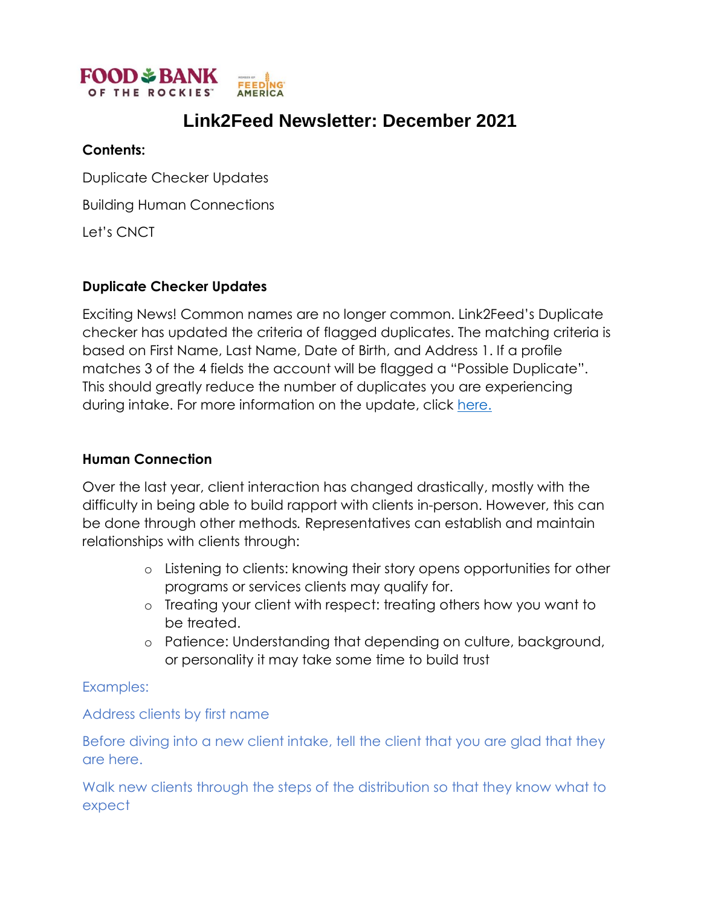FOOD BANK OF THE ROCKIES FEEDING AMERICA

# Link2Feed Newsletter: December 2021

**Contents:**

Duplicate Checker Updates

Building Human Connections

Let's CNCT

## Duplicate Checker Updates

Exciting News! Common names are no longer common. Link2Feed's Duplicate checker has updated the criteria of flagged duplicates. The matching criteria is based on First Name, Last Name, Date of Birth, and Address 1. If a profile matches 3 of the 4 fields the account will be flagged a "Possible Duplicate". This should greatly reduce the number of duplicates you are experiencing during intake. For more information on the update, click [here.](#)

## Human Connection

Over the last year, client interaction has changed drastically, mostly with the difficulty in being able to build rapport with clients in-person. However, this can be done through other methods. Representatives can establish and maintain relationships with clients through:

- Listening to clients: knowing their story opens opportunities for other programs or services clients may qualify for.
- Treating your client with respect: treating others how you want to be treated.
- Patience: Understanding that depending on culture, background, or personality it may take some time to build trust

Examples:

Address clients by first name

Before diving into a new client intake, tell the client that you are glad that they are here.

Walk new clients through the steps of the distribution so that they know what to expect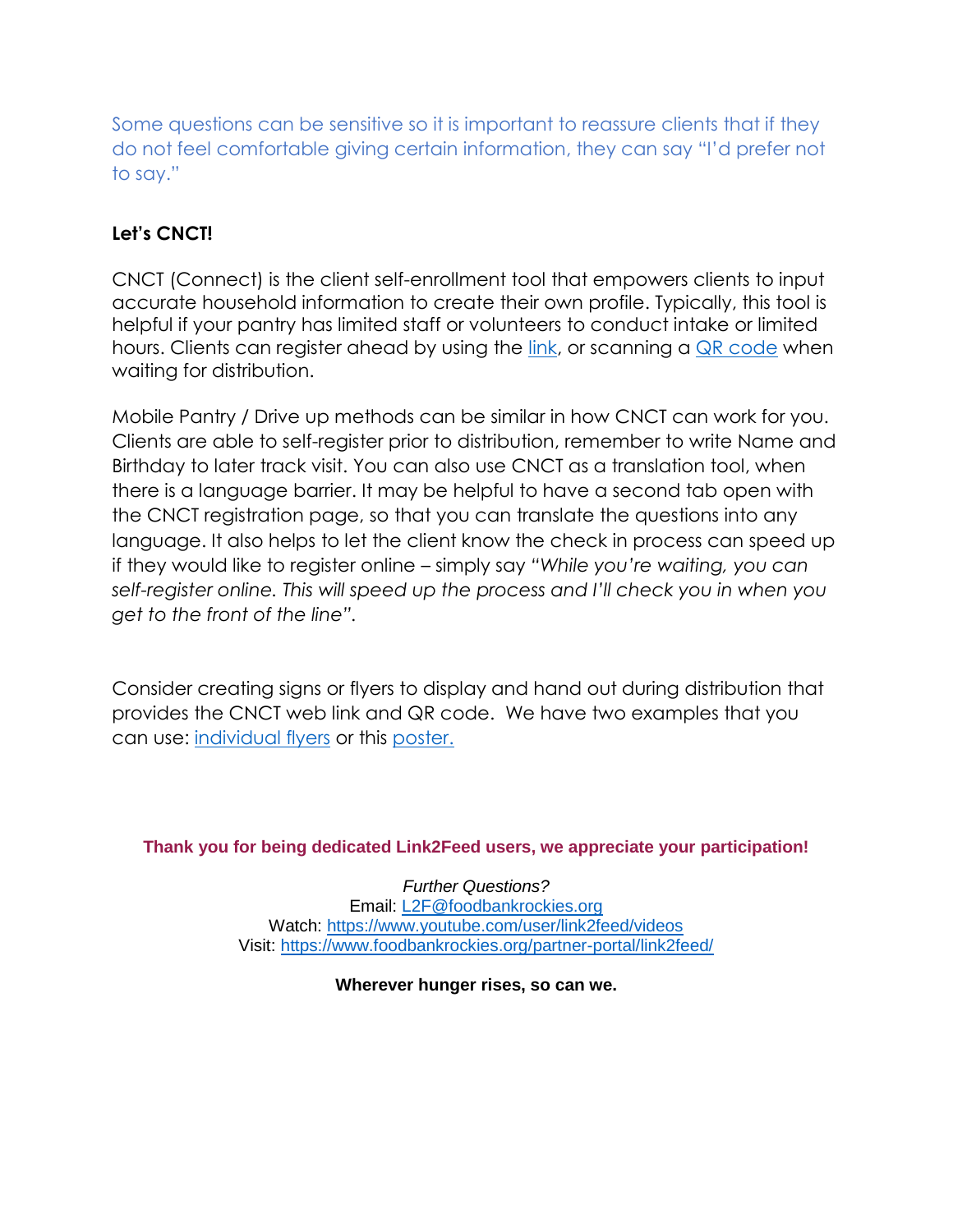Some questions can be sensitive so it is important to reassure clients that if they do not feel comfortable giving certain information, they can say "I'd prefer not to say."

**Let's CNCT!**

CNCT (Connect) is the client self-enrollment tool that empowers clients to input accurate household information to create their own profile. Typically, this tool is helpful if your pantry has limited staff or volunteers to conduct intake or limited hours. Clients can register ahead by using the link, or scanning a QR code when waiting for distribution.

Mobile Pantry / Drive up methods can be similar in how CNCT can work for you. Clients are able to self-register prior to distribution, remember to write Name and Birthday to later track visit. You can also use CNCT as a translation tool, when there is a language barrier. It may be helpful to have a second tab open with the CNCT registration page, so that you can translate the questions into any language. It also helps to let the client know the check in process can speed up if they would like to register online – simply say *"While you're waiting, you can self-register online. This will speed up the process and I'll check you in when you get to the front of the line"*.

Consider creating signs or flyers to display and hand out during distribution that provides the CNCT web link and QR code. We have two examples that you can use: individual flyers or this poster.

**Thank you for being dedicated Link2Feed users, we appreciate your participation!**

*Further Questions?*
Email: L2F@foodbankrockies.org
Watch: https://www.youtube.com/user/link2feed/videos
Visit: https://www.foodbankrockies.org/partner-portal/link2feed/

**Wherever hunger rises, so can we.**